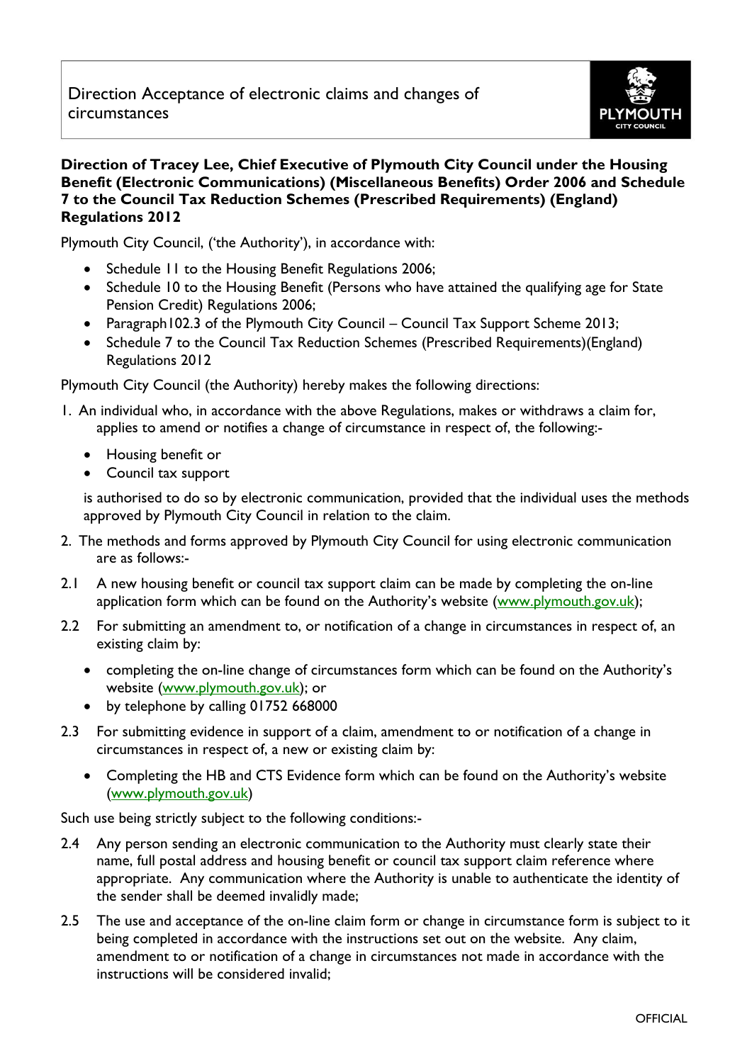# Direction Acceptance of electronic claims and changes of circumstances

**Direction of Tracey Lee, Chief Executive of Plymouth City Council under the Housing Benefit (Electronic Communications) (Miscellaneous Benefits) Order 2006 and Schedule 7 to the Council Tax Reduction Schemes (Prescribed Requirements) (England) Regulations 2012**

Plymouth City Council, ('the Authority'), in accordance with:

- Schedule 11 to the Housing Benefit Regulations 2006;
- Schedule 10 to the Housing Benefit (Persons who have attained the qualifying age for State Pension Credit) Regulations 2006;
- Paragraph102.3 of the Plymouth City Council – Council Tax Support Scheme 2013;
- Schedule 7 to the Council Tax Reduction Schemes (Prescribed Requirements)(England) Regulations 2012

Plymouth City Council (the Authority) hereby makes the following directions:

1. An individual who, in accordance with the above Regulations, makes or withdraws a claim for, applies to amend or notifies a change of circumstance in respect of, the following:-
   - Housing benefit or
   - Council tax support

   is authorised to do so by electronic communication, provided that the individual uses the methods approved by Plymouth City Council in relation to the claim.

2. The methods and forms approved by Plymouth City Council for using electronic communication are as follows:-

2.1 A new housing benefit or council tax support claim can be made by completing the on-line application form which can be found on the Authority's website (www.plymouth.gov.uk);

2.2 For submitting an amendment to, or notification of a change in circumstances in respect of, an existing claim by:

- completing the on-line change of circumstances form which can be found on the Authority's website (www.plymouth.gov.uk); or
- by telephone by calling 01752 668000

2.3 For submitting evidence in support of a claim, amendment to or notification of a change in circumstances in respect of, a new or existing claim by:

- Completing the HB and CTS Evidence form which can be found on the Authority's website (www.plymouth.gov.uk)

Such use being strictly subject to the following conditions:-

2.4 Any person sending an electronic communication to the Authority must clearly state their name, full postal address and housing benefit or council tax support claim reference where appropriate. Any communication where the Authority is unable to authenticate the identity of the sender shall be deemed invalidly made;

2.5 The use and acceptance of the on-line claim form or change in circumstance form is subject to it being completed in accordance with the instructions set out on the website. Any claim, amendment to or notification of a change in circumstances not made in accordance with the instructions will be considered invalid;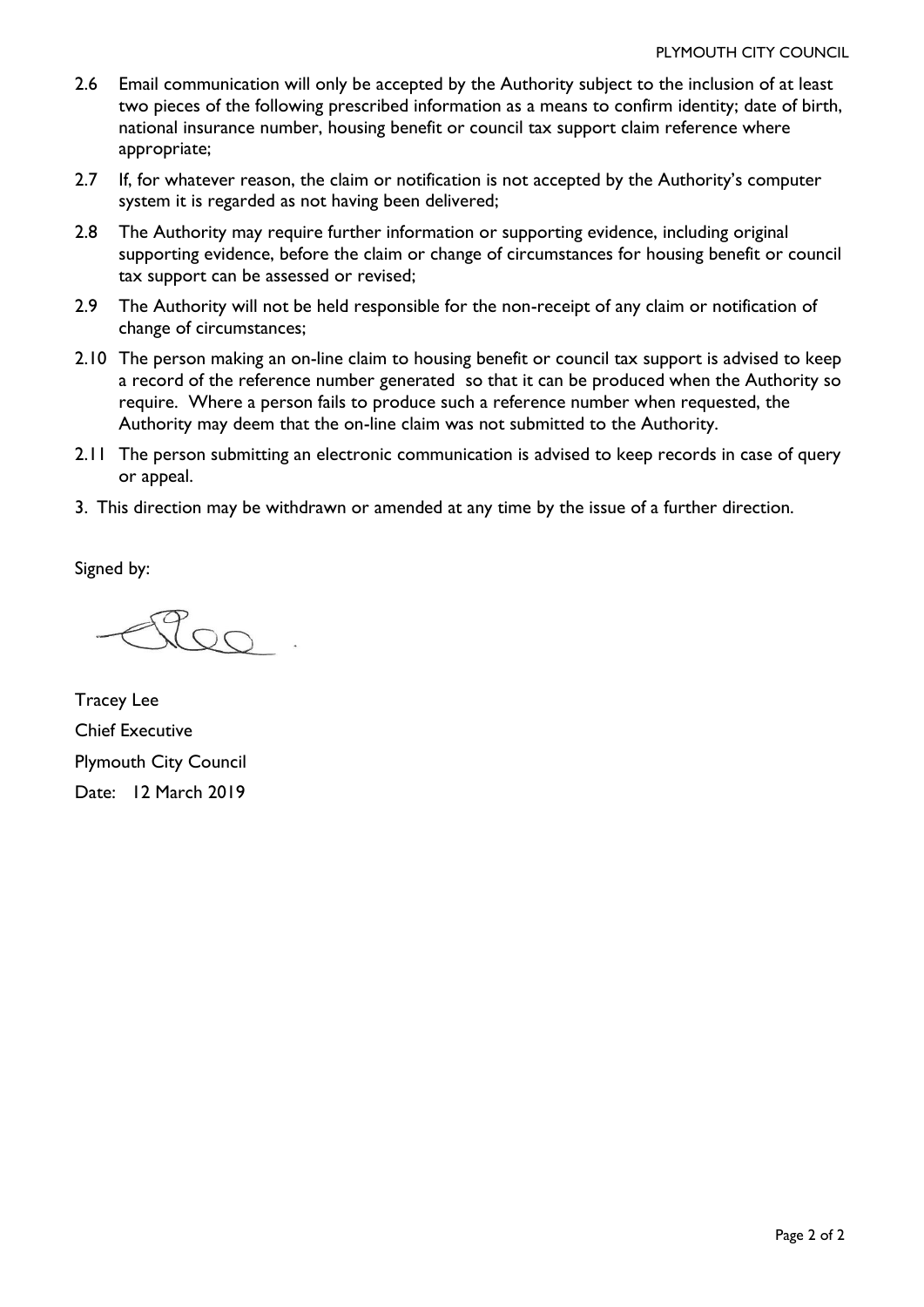2.6 Email communication will only be accepted by the Authority subject to the inclusion of at least two pieces of the following prescribed information as a means to confirm identity; date of birth, national insurance number, housing benefit or council tax support claim reference where appropriate;

2.7 If, for whatever reason, the claim or notification is not accepted by the Authority's computer system it is regarded as not having been delivered;

2.8 The Authority may require further information or supporting evidence, including original supporting evidence, before the claim or change of circumstances for housing benefit or council tax support can be assessed or revised;

2.9 The Authority will not be held responsible for the non-receipt of any claim or notification of change of circumstances;

2.10 The person making an on-line claim to housing benefit or council tax support is advised to keep a record of the reference number generated so that it can be produced when the Authority so require. Where a person fails to produce such a reference number when requested, the Authority may deem that the on-line claim was not submitted to the Authority.

2.11 The person submitting an electronic communication is advised to keep records in case of query or appeal.

3. This direction may be withdrawn or amended at any time by the issue of a further direction.

Signed by:

Tracey Lee
Chief Executive
Plymouth City Council
Date: 12 March 2019